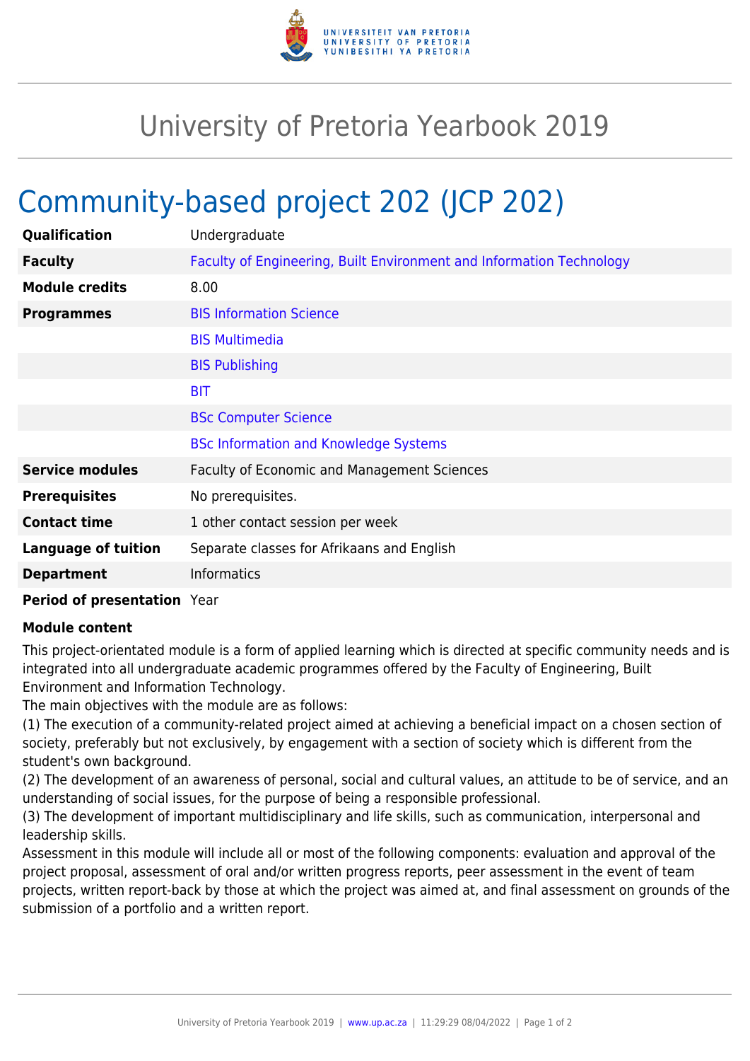# University of Pretoria Yearbook 2019

## Community-based project 202 (JCP 202)

| | |
|---|---|
| **Qualification** | Undergraduate |
| **Faculty** | Faculty of Engineering, Built Environment and Information Technology |
| **Module credits** | 8.00 |
| **Programmes** | BIS Information Science |
| | BIS Multimedia |
| | BIS Publishing |
| | BIT |
| | BSc Computer Science |
| | BSc Information and Knowledge Systems |
| **Service modules** | Faculty of Economic and Management Sciences |
| **Prerequisites** | No prerequisites. |
| **Contact time** | 1 other contact session per week |
| **Language of tuition** | Separate classes for Afrikaans and English |
| **Department** | Informatics |
| **Period of presentation** | Year |

**Module content**

This project-orientated module is a form of applied learning which is directed at specific community needs and is integrated into all undergraduate academic programmes offered by the Faculty of Engineering, Built Environment and Information Technology.

The main objectives with the module are as follows:

(1) The execution of a community-related project aimed at achieving a beneficial impact on a chosen section of society, preferably but not exclusively, by engagement with a section of society which is different from the student's own background.

(2) The development of an awareness of personal, social and cultural values, an attitude to be of service, and an understanding of social issues, for the purpose of being a responsible professional.

(3) The development of important multidisciplinary and life skills, such as communication, interpersonal and leadership skills.

Assessment in this module will include all or most of the following components: evaluation and approval of the project proposal, assessment of oral and/or written progress reports, peer assessment in the event of team projects, written report-back by those at which the project was aimed at, and final assessment on grounds of the submission of a portfolio and a written report.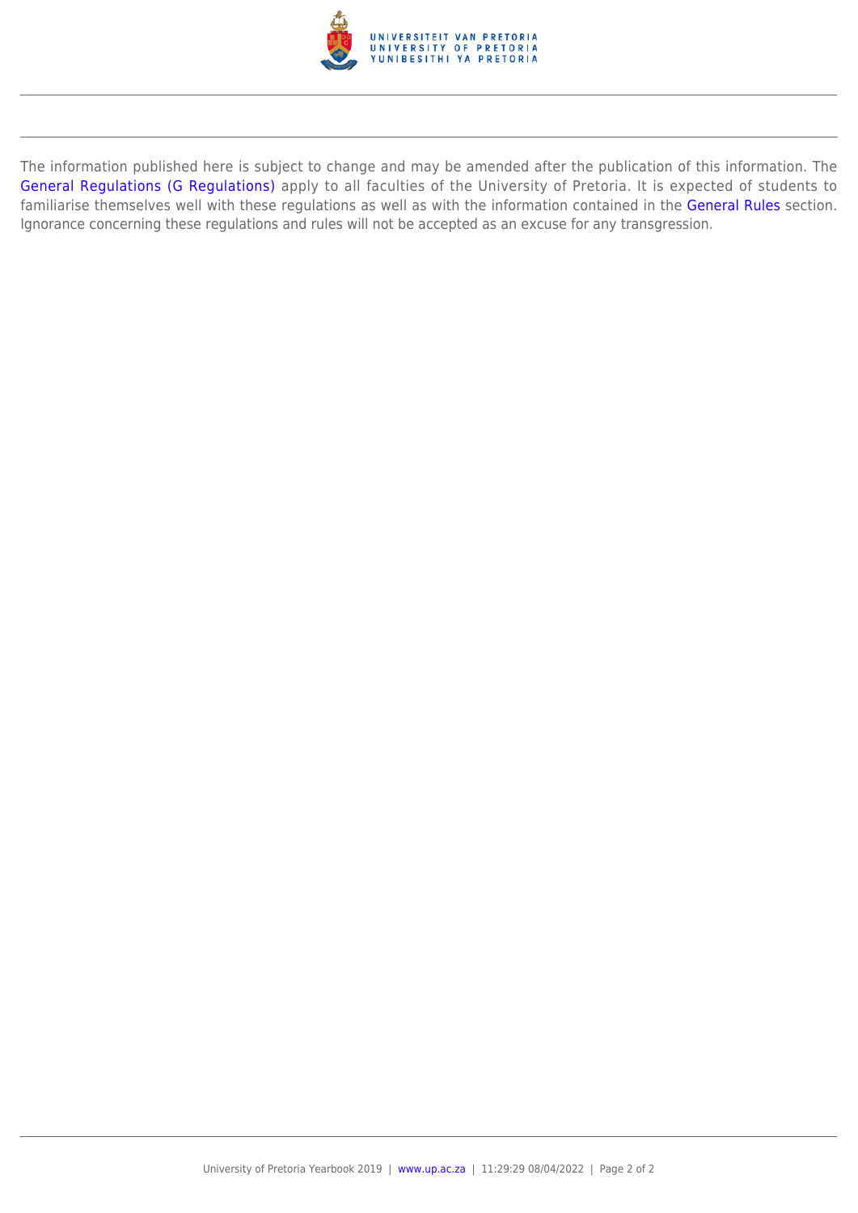The information published here is subject to change and may be amended after the publication of this information. The General Regulations (G Regulations) apply to all faculties of the University of Pretoria. It is expected of students to familiarise themselves well with these regulations as well as with the information contained in the General Rules section. Ignorance concerning these regulations and rules will not be accepted as an excuse for any transgression.